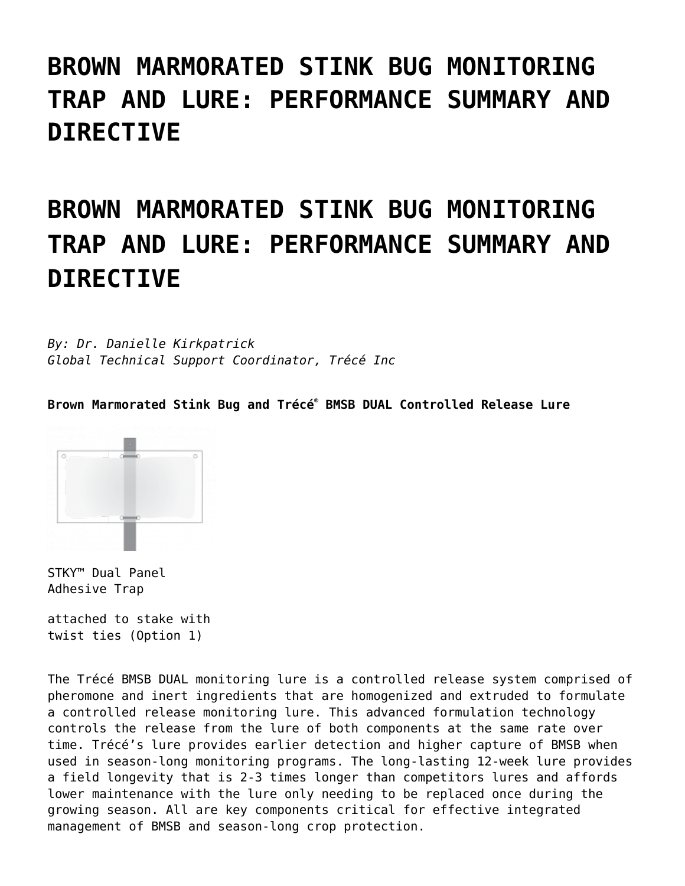# BROWN MARMORATED STINK BUG MONITORING TRAP AND LURE: PERFORMANCE SUMMARY AND DIRECTIVE

# BROWN MARMORATED STINK BUG MONITORING TRAP AND LURE: PERFORMANCE SUMMARY AND DIRECTIVE

*By: Dr. Danielle Kirkpatrick*
*Global Technical Support Coordinator, Trécé Inc*

**Brown Marmorated Stink Bug and Trécé® BMSB DUAL Controlled Release Lure**

STKY™ Dual Panel Adhesive Trap

attached to stake with twist ties (Option 1)

The Trécé BMSB DUAL monitoring lure is a controlled release system comprised of pheromone and inert ingredients that are homogenized and extruded to formulate a controlled release monitoring lure. This advanced formulation technology controls the release from the lure of both components at the same rate over time. Trécé's lure provides earlier detection and higher capture of BMSB when used in season-long monitoring programs. The long-lasting 12-week lure provides a field longevity that is 2-3 times longer than competitors lures and affords lower maintenance with the lure only needing to be replaced once during the growing season. All are key components critical for effective integrated management of BMSB and season-long crop protection.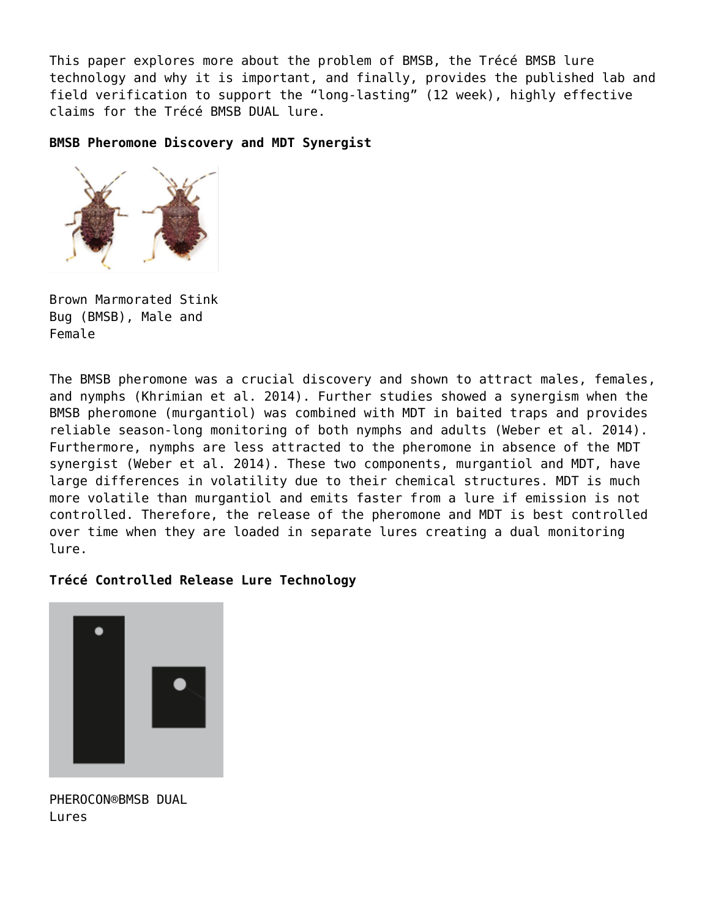This paper explores more about the problem of BMSB, the Trécé BMSB lure technology and why it is important, and finally, provides the published lab and field verification to support the "long-lasting" (12 week), highly effective claims for the Trécé BMSB DUAL lure.

**BMSB Pheromone Discovery and MDT Synergist**

Brown Marmorated Stink Bug (BMSB), Male and Female

The BMSB pheromone was a crucial discovery and shown to attract males, females, and nymphs (Khrimian et al. 2014). Further studies showed a synergism when the BMSB pheromone (murgantiol) was combined with MDT in baited traps and provides reliable season-long monitoring of both nymphs and adults (Weber et al. 2014). Furthermore, nymphs are less attracted to the pheromone in absence of the MDT synergist (Weber et al. 2014). These two components, murgantiol and MDT, have large differences in volatility due to their chemical structures. MDT is much more volatile than murgantiol and emits faster from a lure if emission is not controlled. Therefore, the release of the pheromone and MDT is best controlled over time when they are loaded in separate lures creating a dual monitoring lure.

**Trécé Controlled Release Lure Technology**

PHEROCON®BMSB DUAL Lures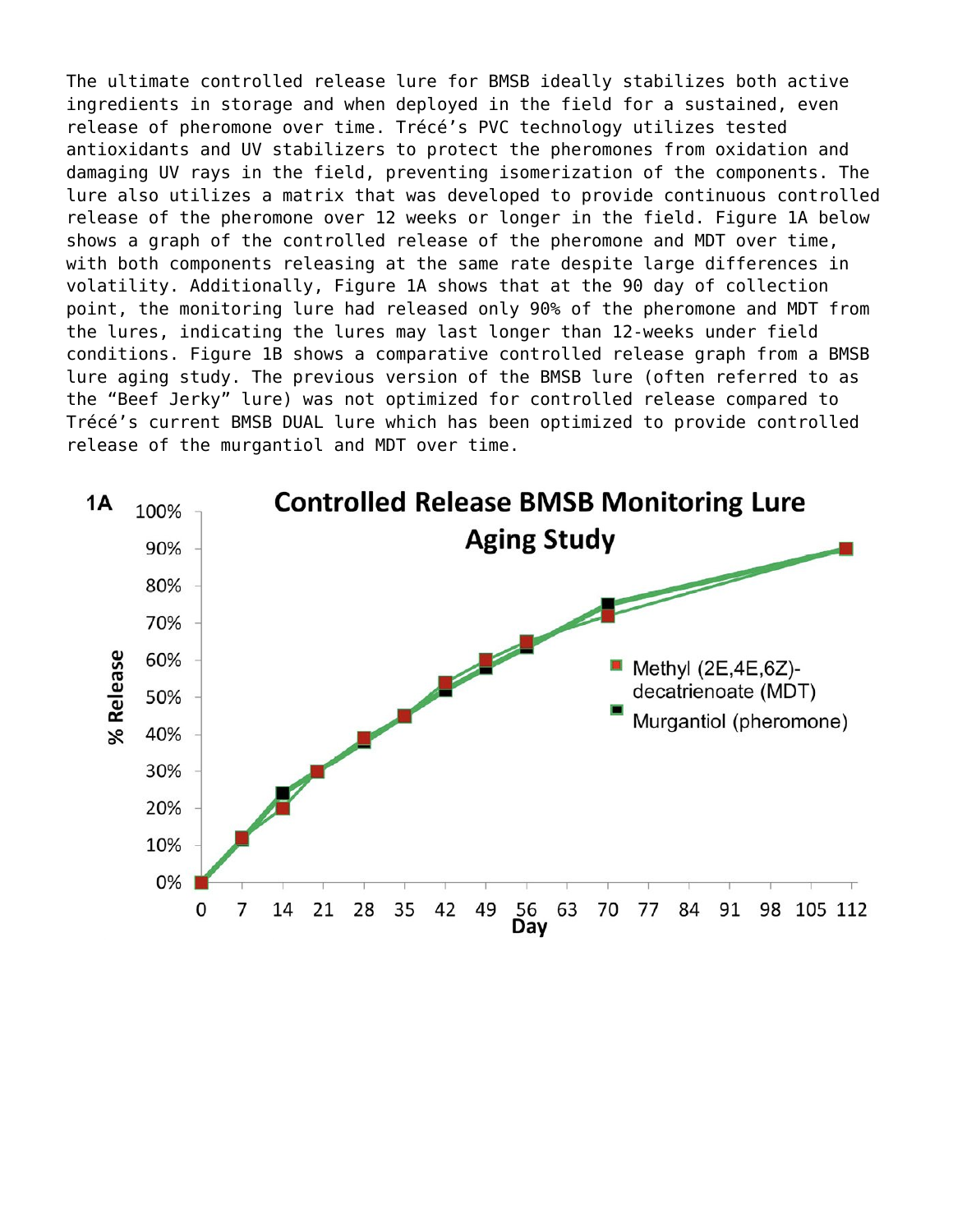The ultimate controlled release lure for BMSB ideally stabilizes both active ingredients in storage and when deployed in the field for a sustained, even release of pheromone over time. Trécé's PVC technology utilizes tested antioxidants and UV stabilizers to protect the pheromones from oxidation and damaging UV rays in the field, preventing isomerization of the components. The lure also utilizes a matrix that was developed to provide continuous controlled release of the pheromone over 12 weeks or longer in the field. Figure 1A below shows a graph of the controlled release of the pheromone and MDT over time, with both components releasing at the same rate despite large differences in volatility. Additionally, Figure 1A shows that at the 90 day of collection point, the monitoring lure had released only 90% of the pheromone and MDT from the lures, indicating the lures may last longer than 12-weeks under field conditions. Figure 1B shows a comparative controlled release graph from a BMSB lure aging study. The previous version of the BMSB lure (often referred to as the "Beef Jerky" lure) was not optimized for controlled release compared to Trécé's current BMSB DUAL lure which has been optimized to provide controlled release of the murgantiol and MDT over time.

**1A** **Controlled Release BMSB Monitoring Lure Aging Study**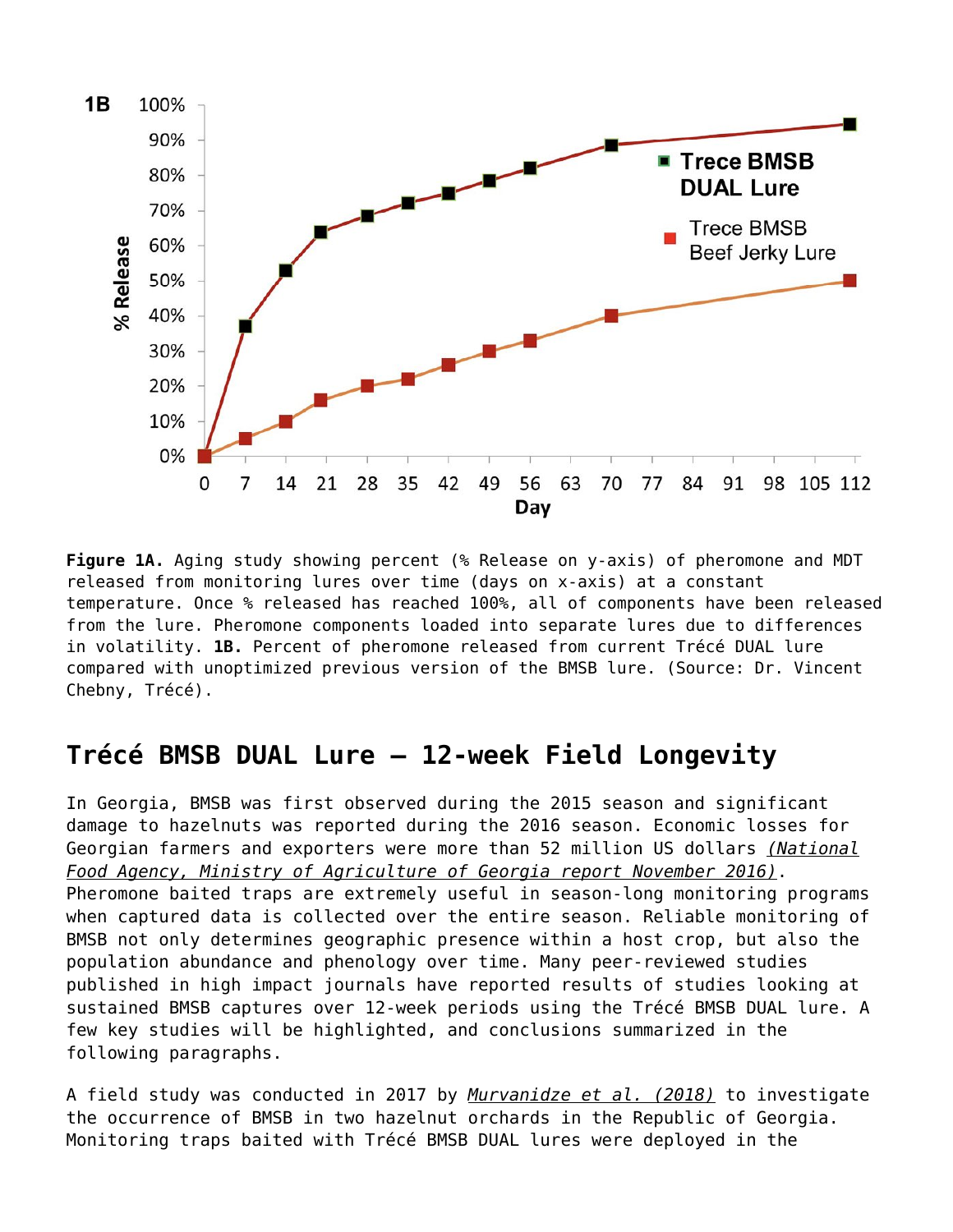**Figure 1A.** Aging study showing percent (% Release on y-axis) of pheromone and MDT released from monitoring lures over time (days on x-axis) at a constant temperature. Once % released has reached 100%, all of components have been released from the lure. Pheromone components loaded into separate lures due to differences in volatility. **1B.** Percent of pheromone released from current Trécé DUAL lure compared with unoptimized previous version of the BMSB lure. (Source: Dr. Vincent Chebny, Trécé).

## Trécé BMSB DUAL Lure – 12-week Field Longevity

In Georgia, BMSB was first observed during the 2015 season and significant damage to hazelnuts was reported during the 2016 season. Economic losses for Georgian farmers and exporters were more than 52 million US dollars *(National Food Agency, Ministry of Agriculture of Georgia report November 2016)*. Pheromone baited traps are extremely useful in season-long monitoring programs when captured data is collected over the entire season. Reliable monitoring of BMSB not only determines geographic presence within a host crop, but also the population abundance and phenology over time. Many peer-reviewed studies published in high impact journals have reported results of studies looking at sustained BMSB captures over 12-week periods using the Trécé BMSB DUAL lure. A few key studies will be highlighted, and conclusions summarized in the following paragraphs.

A field study was conducted in 2017 by *Murvanidze et al. (2018)* to investigate the occurrence of BMSB in two hazelnut orchards in the Republic of Georgia. Monitoring traps baited with Trécé BMSB DUAL lures were deployed in the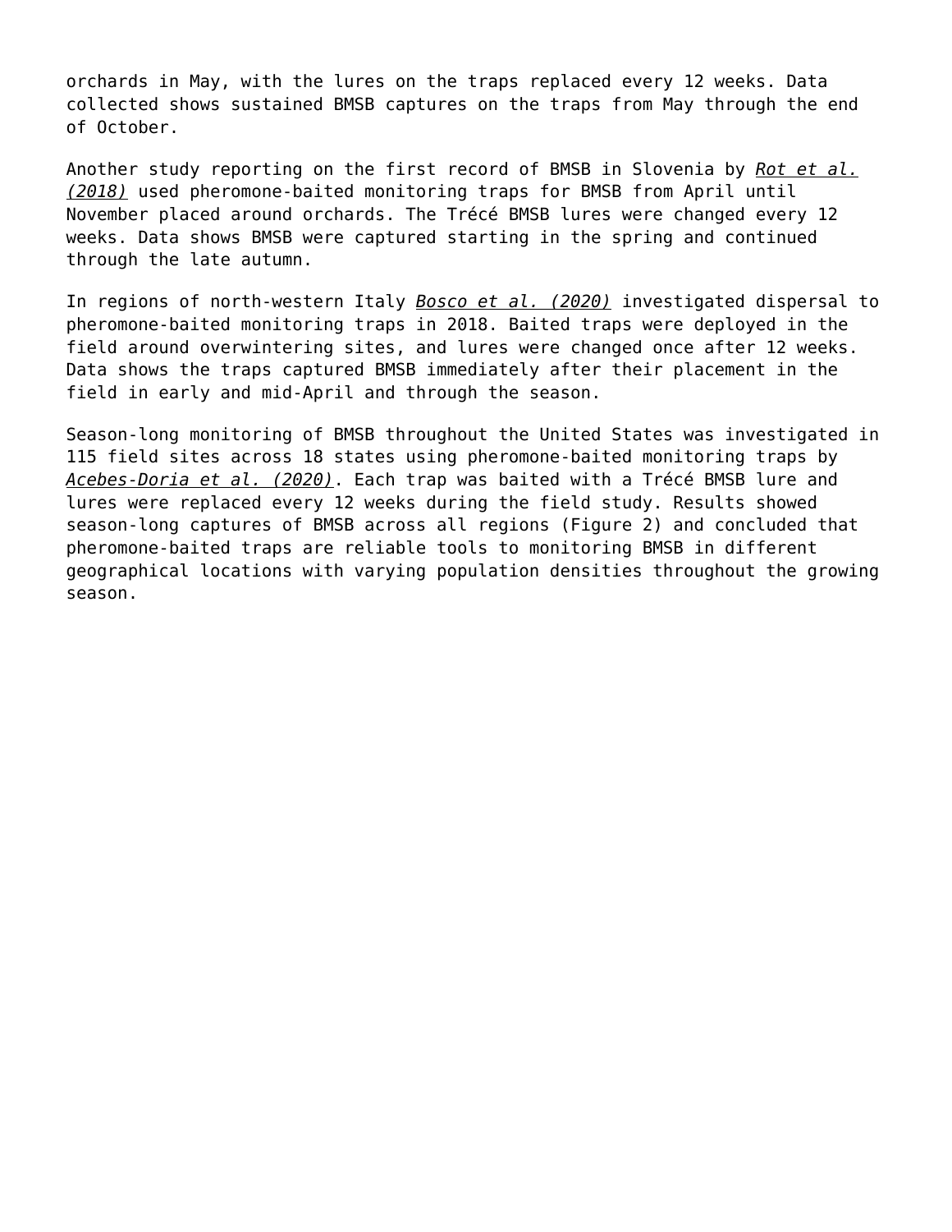orchards in May, with the lures on the traps replaced every 12 weeks. Data collected shows sustained BMSB captures on the traps from May through the end of October.

Another study reporting on the first record of BMSB in Slovenia by *Rot et al. (2018)* used pheromone-baited monitoring traps for BMSB from April until November placed around orchards. The Trécé BMSB lures were changed every 12 weeks. Data shows BMSB were captured starting in the spring and continued through the late autumn.

In regions of north-western Italy *Bosco et al. (2020)* investigated dispersal to pheromone-baited monitoring traps in 2018. Baited traps were deployed in the field around overwintering sites, and lures were changed once after 12 weeks. Data shows the traps captured BMSB immediately after their placement in the field in early and mid-April and through the season.

Season-long monitoring of BMSB throughout the United States was investigated in 115 field sites across 18 states using pheromone-baited monitoring traps by *Acebes-Doria et al. (2020)*. Each trap was baited with a Trécé BMSB lure and lures were replaced every 12 weeks during the field study. Results showed season-long captures of BMSB across all regions (Figure 2) and concluded that pheromone-baited traps are reliable tools to monitoring BMSB in different geographical locations with varying population densities throughout the growing season.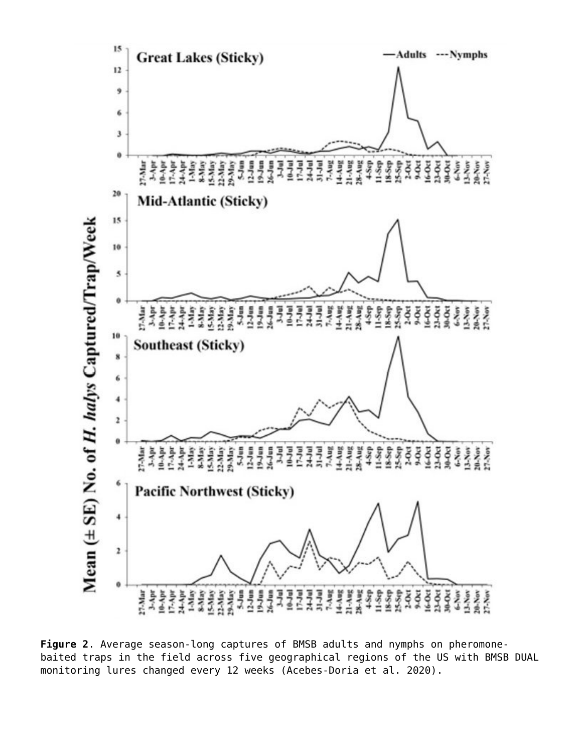**Figure 2**. Average season-long captures of BMSB adults and nymphs on pheromone-baited traps in the field across five geographical regions of the US with BMSB DUAL monitoring lures changed every 12 weeks (Acebes-Doria et al. 2020).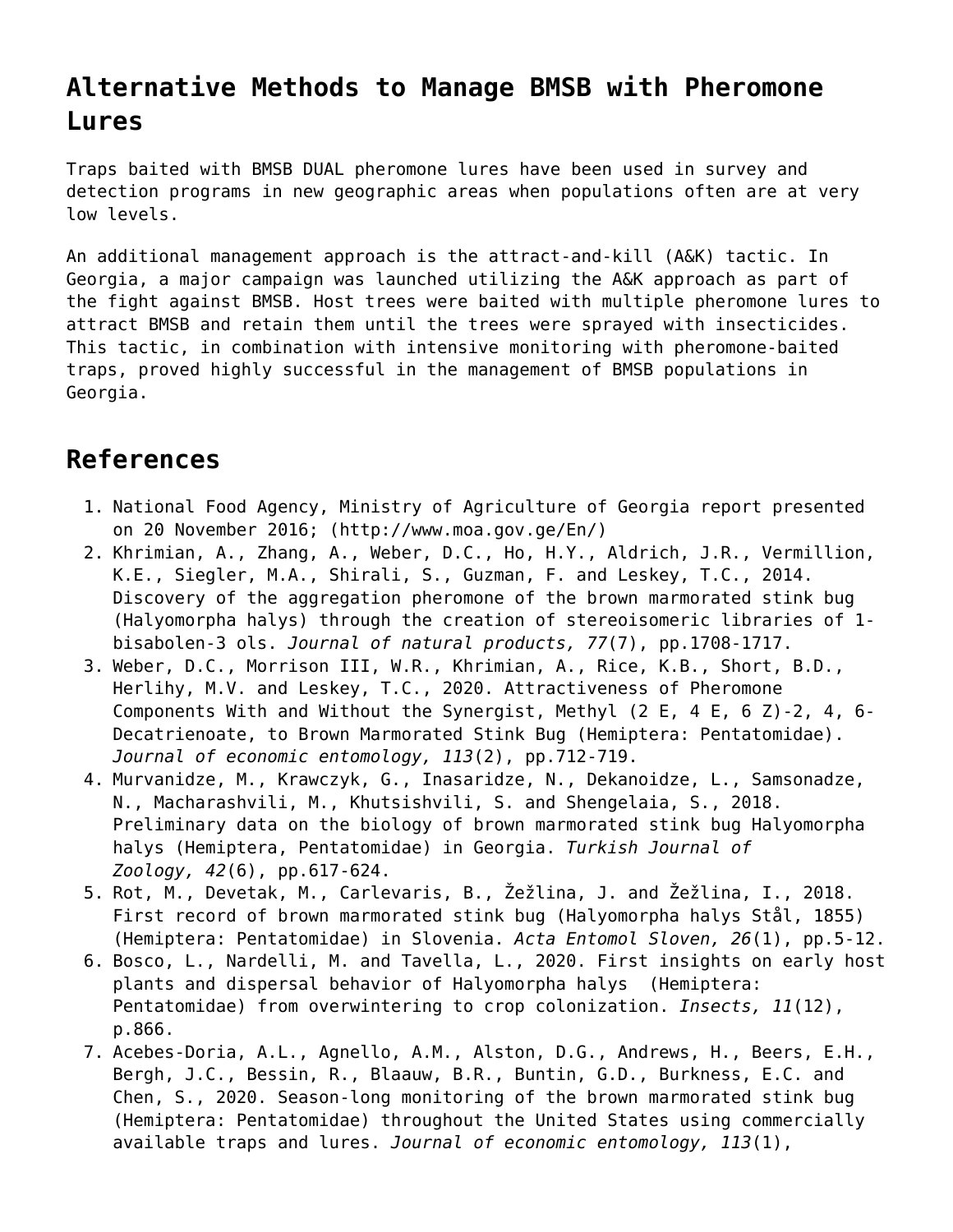## Alternative Methods to Manage BMSB with Pheromone Lures

Traps baited with BMSB DUAL pheromone lures have been used in survey and detection programs in new geographic areas when populations often are at very low levels.

An additional management approach is the attract-and-kill (A&K) tactic. In Georgia, a major campaign was launched utilizing the A&K approach as part of the fight against BMSB. Host trees were baited with multiple pheromone lures to attract BMSB and retain them until the trees were sprayed with insecticides. This tactic, in combination with intensive monitoring with pheromone-baited traps, proved highly successful in the management of BMSB populations in Georgia.

## References

1. National Food Agency, Ministry of Agriculture of Georgia report presented on 20 November 2016; (http://www.moa.gov.ge/En/)
2. Khrimian, A., Zhang, A., Weber, D.C., Ho, H.Y., Aldrich, J.R., Vermillion, K.E., Siegler, M.A., Shirali, S., Guzman, F. and Leskey, T.C., 2014. Discovery of the aggregation pheromone of the brown marmorated stink bug (Halyomorpha halys) through the creation of stereoisomeric libraries of 1-bisabolen-3 ols. *Journal of natural products, 77*(7), pp.1708-1717.
3. Weber, D.C., Morrison III, W.R., Khrimian, A., Rice, K.B., Short, B.D., Herlihy, M.V. and Leskey, T.C., 2020. Attractiveness of Pheromone Components With and Without the Synergist, Methyl (2 E, 4 E, 6 Z)-2, 4, 6-Decatrienoate, to Brown Marmorated Stink Bug (Hemiptera: Pentatomidae). *Journal of economic entomology, 113*(2), pp.712-719.
4. Murvanidze, M., Krawczyk, G., Inasaridze, N., Dekanoidze, L., Samsonadze, N., Macharashvili, M., Khutsishvili, S. and Shengelaia, S., 2018. Preliminary data on the biology of brown marmorated stink bug Halyomorpha halys (Hemiptera, Pentatomidae) in Georgia. *Turkish Journal of Zoology, 42*(6), pp.617-624.
5. Rot, M., Devetak, M., Carlevaris, B., Žežlina, J. and Žežlina, I., 2018. First record of brown marmorated stink bug (Halyomorpha halys Stål, 1855) (Hemiptera: Pentatomidae) in Slovenia. *Acta Entomol Sloven, 26*(1), pp.5-12.
6. Bosco, L., Nardelli, M. and Tavella, L., 2020. First insights on early host plants and dispersal behavior of Halyomorpha halys (Hemiptera: Pentatomidae) from overwintering to crop colonization. *Insects, 11*(12), p.866.
7. Acebes-Doria, A.L., Agnello, A.M., Alston, D.G., Andrews, H., Beers, E.H., Bergh, J.C., Bessin, R., Blaauw, B.R., Buntin, G.D., Burkness, E.C. and Chen, S., 2020. Season-long monitoring of the brown marmorated stink bug (Hemiptera: Pentatomidae) throughout the United States using commercially available traps and lures. *Journal of economic entomology, 113*(1),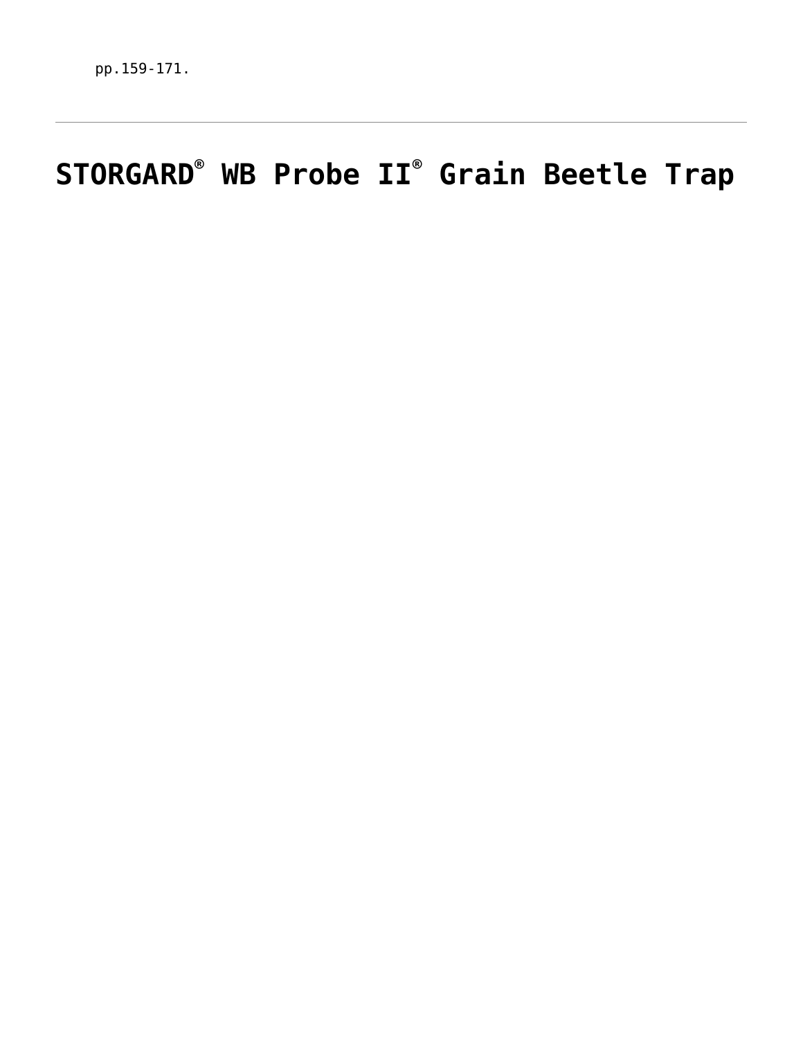pp.159-171.

---

# STORGARD® WB Probe II® Grain Beetle Trap